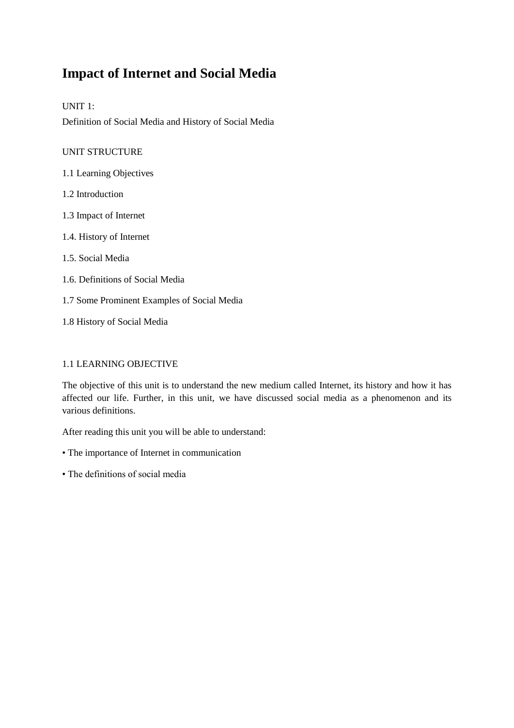# Impact of Internet and Social Media

UNIT 1:

Definition of Social Media and History of Social Media

UNIT STRUCTURE

1.1 Learning Objectives

1.2 Introduction

1.3 Impact of Internet

1.4. History of Internet

1.5. Social Media

1.6. Definitions of Social Media

1.7 Some Prominent Examples of Social Media

1.8 History of Social Media

## 1.1 LEARNING OBJECTIVE

The objective of this unit is to understand the new medium called Internet, its history and how it has affected our life. Further, in this unit, we have discussed social media as a phenomenon and its various definitions.

After reading this unit you will be able to understand:

- The importance of Internet in communication
- The definitions of social media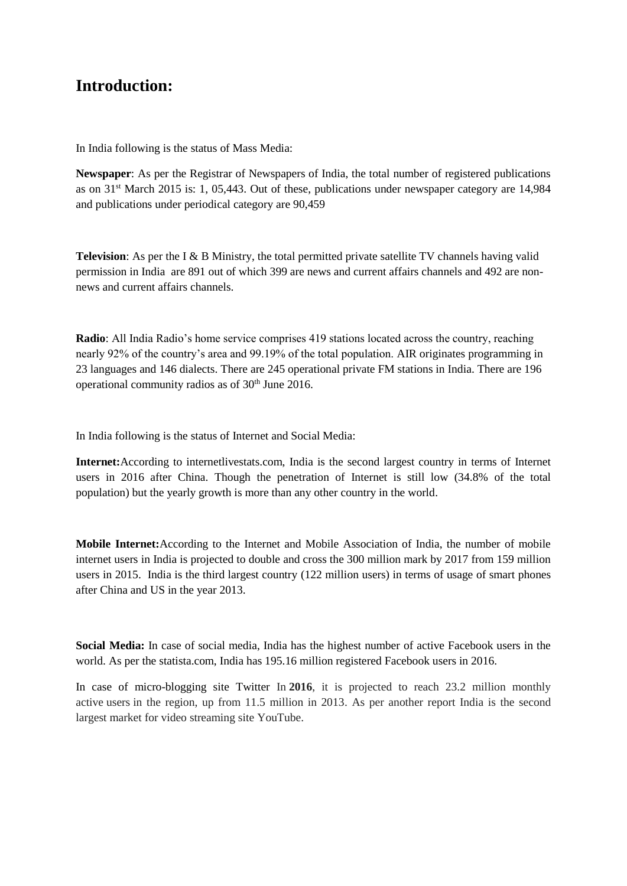## Introduction:

In India following is the status of Mass Media:

**Newspaper**: As per the Registrar of Newspapers of India, the total number of registered publications as on 31st March 2015 is: 1, 05,443. Out of these, publications under newspaper category are 14,984 and publications under periodical category are 90,459

**Television**: As per the I & B Ministry, the total permitted private satellite TV channels having valid permission in India are 891 out of which 399 are news and current affairs channels and 492 are non-news and current affairs channels.

**Radio**: All India Radio's home service comprises 419 stations located across the country, reaching nearly 92% of the country's area and 99.19% of the total population. AIR originates programming in 23 languages and 146 dialects. There are 245 operational private FM stations in India. There are 196 operational community radios as of 30th June 2016.

In India following is the status of Internet and Social Media:

**Internet:**According to internetlivestats.com, India is the second largest country in terms of Internet users in 2016 after China. Though the penetration of Internet is still low (34.8% of the total population) but the yearly growth is more than any other country in the world.

**Mobile Internet:**According to the Internet and Mobile Association of India, the number of mobile internet users in India is projected to double and cross the 300 million mark by 2017 from 159 million users in 2015. India is the third largest country (122 million users) in terms of usage of smart phones after China and US in the year 2013.

**Social Media:** In case of social media, India has the highest number of active Facebook users in the world. As per the statista.com, India has 195.16 million registered Facebook users in 2016.

In case of micro-blogging site Twitter In **2016**, it is projected to reach 23.2 million monthly active users in the region, up from 11.5 million in 2013. As per another report India is the second largest market for video streaming site YouTube.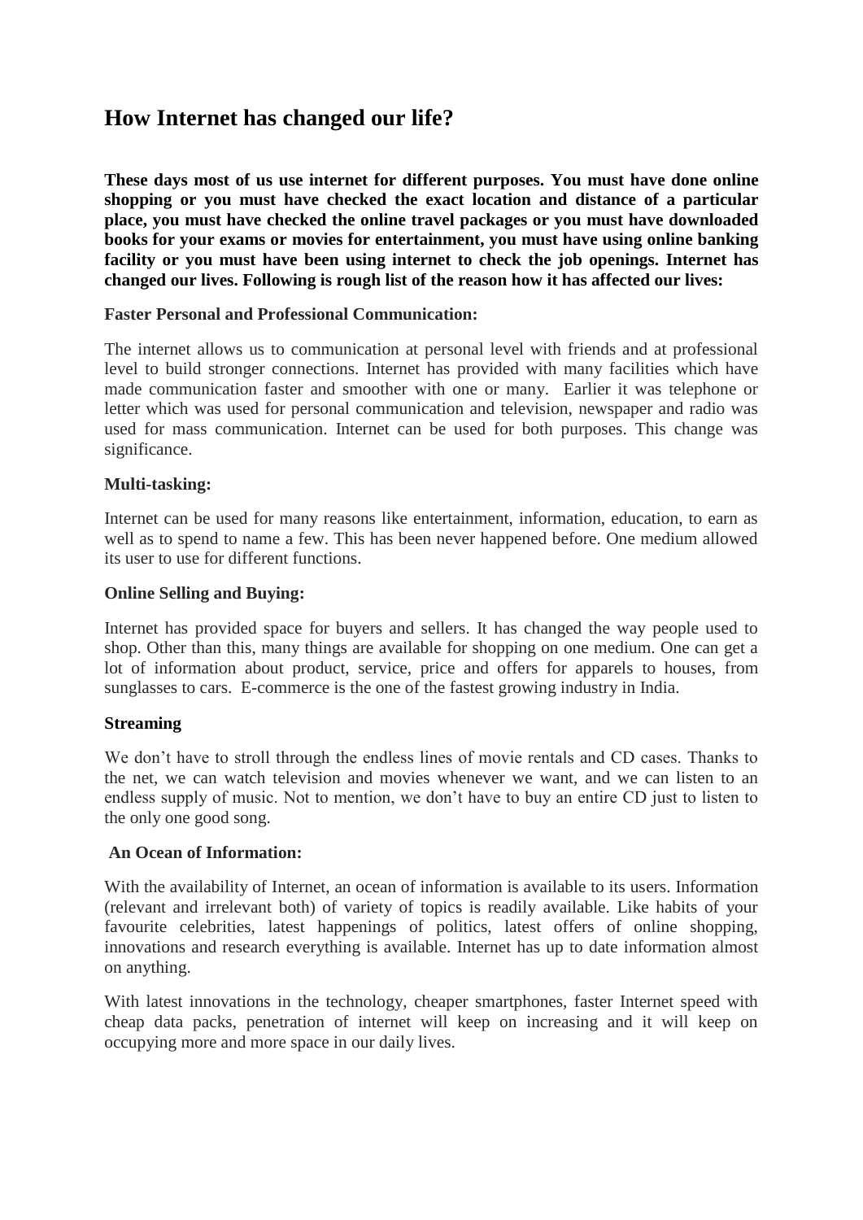## How Internet has changed our life?

**These days most of us use internet for different purposes. You must have done online shopping or you must have checked the exact location and distance of a particular place, you must have checked the online travel packages or you must have downloaded books for your exams or movies for entertainment, you must have using online banking facility or you must have been using internet to check the job openings. Internet has changed our lives. Following is rough list of the reason how it has affected our lives:**

**Faster Personal and Professional Communication:**

The internet allows us to communication at personal level with friends and at professional level to build stronger connections. Internet has provided with many facilities which have made communication faster and smoother with one or many. Earlier it was telephone or letter which was used for personal communication and television, newspaper and radio was used for mass communication. Internet can be used for both purposes. This change was significance.

**Multi-tasking:**

Internet can be used for many reasons like entertainment, information, education, to earn as well as to spend to name a few. This has been never happened before. One medium allowed its user to use for different functions.

**Online Selling and Buying:**

Internet has provided space for buyers and sellers. It has changed the way people used to shop. Other than this, many things are available for shopping on one medium. One can get a lot of information about product, service, price and offers for apparels to houses, from sunglasses to cars. E-commerce is the one of the fastest growing industry in India.

**Streaming**

We don't have to stroll through the endless lines of movie rentals and CD cases. Thanks to the net, we can watch television and movies whenever we want, and we can listen to an endless supply of music. Not to mention, we don't have to buy an entire CD just to listen to the only one good song.

**An Ocean of Information:**

With the availability of Internet, an ocean of information is available to its users. Information (relevant and irrelevant both) of variety of topics is readily available. Like habits of your favourite celebrities, latest happenings of politics, latest offers of online shopping, innovations and research everything is available. Internet has up to date information almost on anything.

With latest innovations in the technology, cheaper smartphones, faster Internet speed with cheap data packs, penetration of internet will keep on increasing and it will keep on occupying more and more space in our daily lives.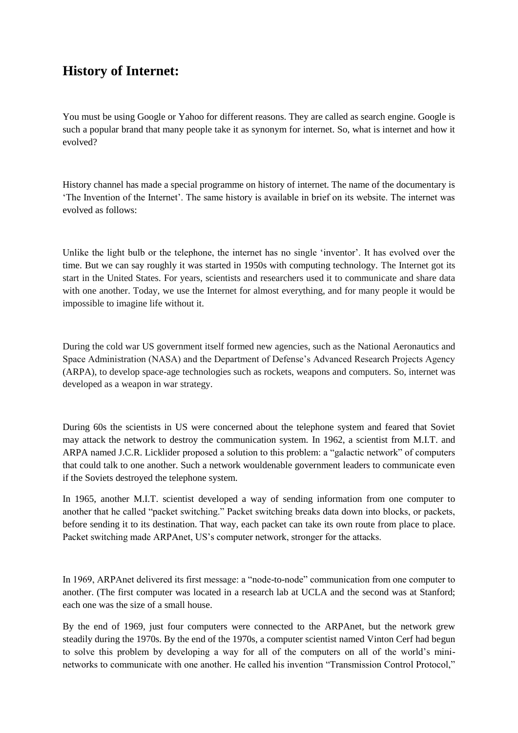## History of Internet:

You must be using Google or Yahoo for different reasons. They are called as search engine. Google is such a popular brand that many people take it as synonym for internet. So, what is internet and how it evolved?

History channel has made a special programme on history of internet. The name of the documentary is 'The Invention of the Internet'. The same history is available in brief on its website. The internet was evolved as follows:

Unlike the light bulb or the telephone, the internet has no single 'inventor'. It has evolved over the time. But we can say roughly it was started in 1950s with computing technology. The Internet got its start in the United States. For years, scientists and researchers used it to communicate and share data with one another. Today, we use the Internet for almost everything, and for many people it would be impossible to imagine life without it.

During the cold war US government itself formed new agencies, such as the National Aeronautics and Space Administration (NASA) and the Department of Defense's Advanced Research Projects Agency (ARPA), to develop space-age technologies such as rockets, weapons and computers. So, internet was developed as a weapon in war strategy.

During 60s the scientists in US were concerned about the telephone system and feared that Soviet may attack the network to destroy the communication system. In 1962, a scientist from M.I.T. and ARPA named J.C.R. Licklider proposed a solution to this problem: a "galactic network" of computers that could talk to one another. Such a network wouldenable government leaders to communicate even if the Soviets destroyed the telephone system.

In 1965, another M.I.T. scientist developed a way of sending information from one computer to another that he called "packet switching." Packet switching breaks data down into blocks, or packets, before sending it to its destination. That way, each packet can take its own route from place to place. Packet switching made ARPAnet, US's computer network, stronger for the attacks.

In 1969, ARPAnet delivered its first message: a "node-to-node" communication from one computer to another. (The first computer was located in a research lab at UCLA and the second was at Stanford; each one was the size of a small house.

By the end of 1969, just four computers were connected to the ARPAnet, but the network grew steadily during the 1970s. By the end of the 1970s, a computer scientist named Vinton Cerf had begun to solve this problem by developing a way for all of the computers on all of the world's mini-networks to communicate with one another. He called his invention "Transmission Control Protocol,"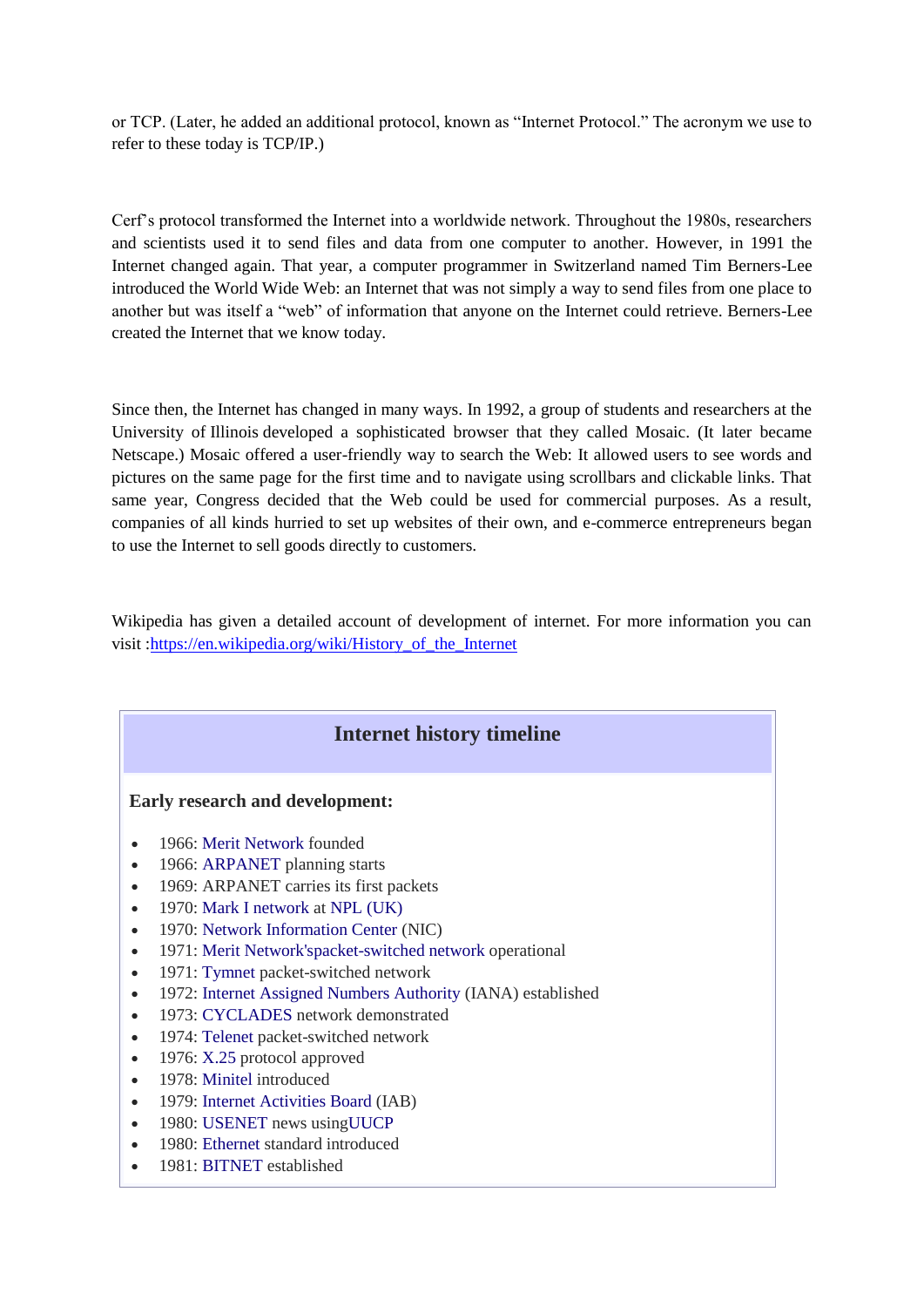or TCP. (Later, he added an additional protocol, known as "Internet Protocol." The acronym we use to refer to these today is TCP/IP.)

Cerf's protocol transformed the Internet into a worldwide network. Throughout the 1980s, researchers and scientists used it to send files and data from one computer to another. However, in 1991 the Internet changed again. That year, a computer programmer in Switzerland named Tim Berners-Lee introduced the World Wide Web: an Internet that was not simply a way to send files from one place to another but was itself a "web" of information that anyone on the Internet could retrieve. Berners-Lee created the Internet that we know today.

Since then, the Internet has changed in many ways. In 1992, a group of students and researchers at the University of Illinois developed a sophisticated browser that they called Mosaic. (It later became Netscape.) Mosaic offered a user-friendly way to search the Web: It allowed users to see words and pictures on the same page for the first time and to navigate using scrollbars and clickable links. That same year, Congress decided that the Web could be used for commercial purposes. As a result, companies of all kinds hurried to set up websites of their own, and e-commerce entrepreneurs began to use the Internet to sell goods directly to customers.

Wikipedia has given a detailed account of development of internet. For more information you can visit :https://en.wikipedia.org/wiki/History_of_the_Internet

## Internet history timeline

**Early research and development:**

- 1966: Merit Network founded
- 1966: ARPANET planning starts
- 1969: ARPANET carries its first packets
- 1970: Mark I network at NPL (UK)
- 1970: Network Information Center (NIC)
- 1971: Merit Network'spacket-switched network operational
- 1971: Tymnet packet-switched network
- 1972: Internet Assigned Numbers Authority (IANA) established
- 1973: CYCLADES network demonstrated
- 1974: Telenet packet-switched network
- 1976: X.25 protocol approved
- 1978: Minitel introduced
- 1979: Internet Activities Board (IAB)
- 1980: USENET news usingUUCP
- 1980: Ethernet standard introduced
- 1981: BITNET established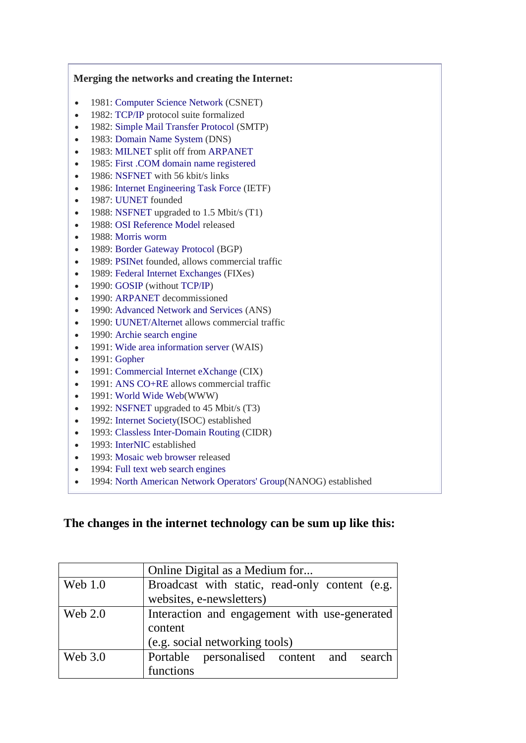**Merging the networks and creating the Internet:**

- 1981: Computer Science Network (CSNET)
- 1982: TCP/IP protocol suite formalized
- 1982: Simple Mail Transfer Protocol (SMTP)
- 1983: Domain Name System (DNS)
- 1983: MILNET split off from ARPANET
- 1985: First .COM domain name registered
- 1986: NSFNET with 56 kbit/s links
- 1986: Internet Engineering Task Force (IETF)
- 1987: UUNET founded
- 1988: NSFNET upgraded to 1.5 Mbit/s (T1)
- 1988: OSI Reference Model released
- 1988: Morris worm
- 1989: Border Gateway Protocol (BGP)
- 1989: PSINet founded, allows commercial traffic
- 1989: Federal Internet Exchanges (FIXes)
- 1990: GOSIP (without TCP/IP)
- 1990: ARPANET decommissioned
- 1990: Advanced Network and Services (ANS)
- 1990: UUNET/Alternet allows commercial traffic
- 1990: Archie search engine
- 1991: Wide area information server (WAIS)
- 1991: Gopher
- 1991: Commercial Internet eXchange (CIX)
- 1991: ANS CO+RE allows commercial traffic
- 1991: World Wide Web(WWW)
- 1992: NSFNET upgraded to 45 Mbit/s (T3)
- 1992: Internet Society(ISOC) established
- 1993: Classless Inter-Domain Routing (CIDR)
- 1993: InterNIC established
- 1993: Mosaic web browser released
- 1994: Full text web search engines
- 1994: North American Network Operators' Group(NANOG) established

## The changes in the internet technology can be sum up like this:

| | Online Digital as a Medium for... |
|---|---|
| Web 1.0 | Broadcast with static, read-only content (e.g. websites, e-newsletters) |
| Web 2.0 | Interaction and engagement with use-generated content (e.g. social networking tools) |
| Web 3.0 | Portable personalised content and search functions |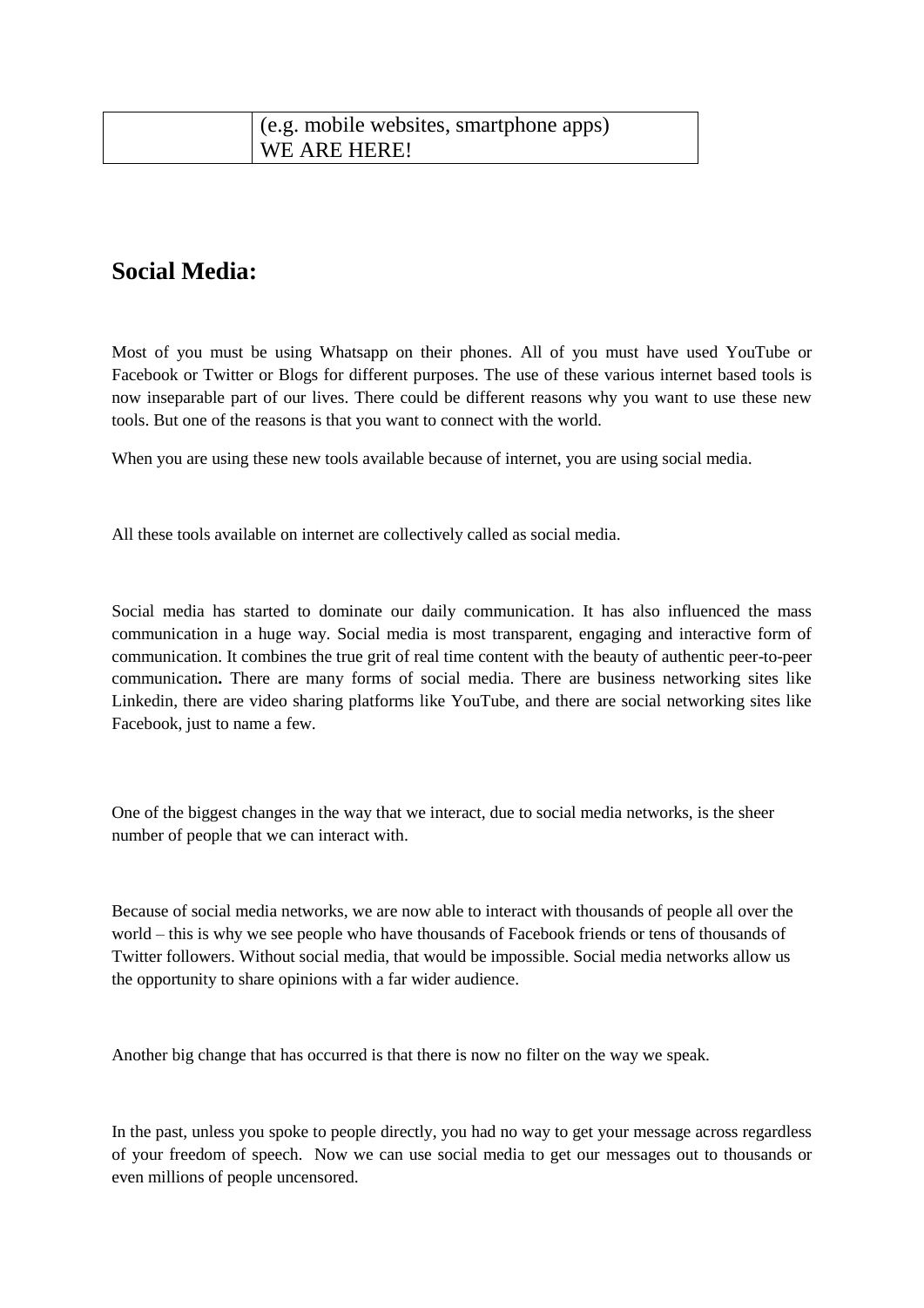|  | (e.g. mobile websites, smartphone apps)<br>WE ARE HERE! |
|---|---|

## Social Media:

Most of you must be using Whatsapp on their phones. All of you must have used YouTube or Facebook or Twitter or Blogs for different purposes. The use of these various internet based tools is now inseparable part of our lives. There could be different reasons why you want to use these new tools. But one of the reasons is that you want to connect with the world.

When you are using these new tools available because of internet, you are using social media.

All these tools available on internet are collectively called as social media.

Social media has started to dominate our daily communication. It has also influenced the mass communication in a huge way. Social media is most transparent, engaging and interactive form of communication. It combines the true grit of real time content with the beauty of authentic peer-to-peer communication**.** There are many forms of social media. There are business networking sites like Linkedin, there are video sharing platforms like YouTube, and there are social networking sites like Facebook, just to name a few.

One of the biggest changes in the way that we interact, due to social media networks, is the sheer number of people that we can interact with.

Because of social media networks, we are now able to interact with thousands of people all over the world – this is why we see people who have thousands of Facebook friends or tens of thousands of Twitter followers. Without social media, that would be impossible. Social media networks allow us the opportunity to share opinions with a far wider audience.

Another big change that has occurred is that there is now no filter on the way we speak.

In the past, unless you spoke to people directly, you had no way to get your message across regardless of your freedom of speech. Now we can use social media to get our messages out to thousands or even millions of people uncensored.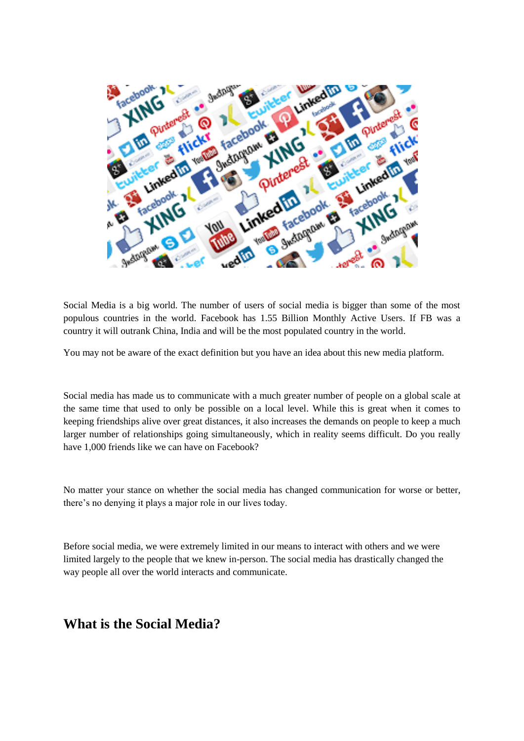Social Media is a big world. The number of users of social media is bigger than some of the most populous countries in the world. Facebook has 1.55 Billion Monthly Active Users. If FB was a country it will outrank China, India and will be the most populated country in the world.

You may not be aware of the exact definition but you have an idea about this new media platform.

Social media has made us to communicate with a much greater number of people on a global scale at the same time that used to only be possible on a local level. While this is great when it comes to keeping friendships alive over great distances, it also increases the demands on people to keep a much larger number of relationships going simultaneously, which in reality seems difficult. Do you really have 1,000 friends like we can have on Facebook?

No matter your stance on whether the social media has changed communication for worse or better, there's no denying it plays a major role in our lives today.

Before social media, we were extremely limited in our means to interact with others and we were limited largely to the people that we knew in-person. The social media has drastically changed the way people all over the world interacts and communicate.

## What is the Social Media?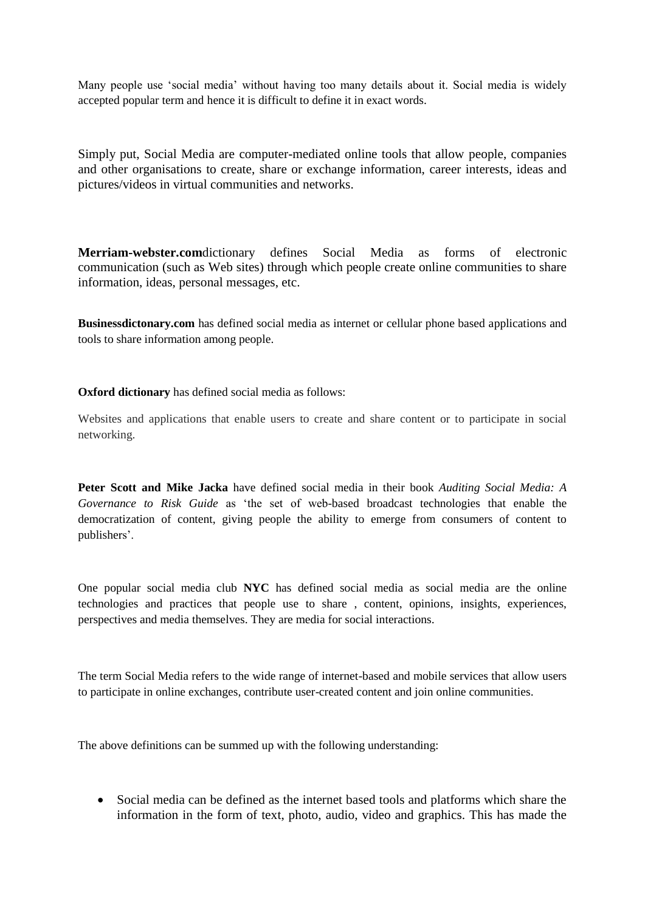Many people use 'social media' without having too many details about it. Social media is widely accepted popular term and hence it is difficult to define it in exact words.

Simply put, Social Media are computer-mediated online tools that allow people, companies and other organisations to create, share or exchange information, career interests, ideas and pictures/videos in virtual communities and networks.

**Merriam-webster.com**dictionary defines Social Media as forms of electronic communication (such as Web sites) through which people create online communities to share information, ideas, personal messages, etc.

**Businessdictonary.com** has defined social media as internet or cellular phone based applications and tools to share information among people.

**Oxford dictionary** has defined social media as follows:

Websites and applications that enable users to create and share content or to participate in social networking.

**Peter Scott and Mike Jacka** have defined social media in their book *Auditing Social Media: A Governance to Risk Guide* as 'the set of web-based broadcast technologies that enable the democratization of content, giving people the ability to emerge from consumers of content to publishers'.

One popular social media club **NYC** has defined social media as social media are the online technologies and practices that people use to share , content, opinions, insights, experiences, perspectives and media themselves. They are media for social interactions.

The term Social Media refers to the wide range of internet-based and mobile services that allow users to participate in online exchanges, contribute user-created content and join online communities.

The above definitions can be summed up with the following understanding:

- Social media can be defined as the internet based tools and platforms which share the information in the form of text, photo, audio, video and graphics. This has made the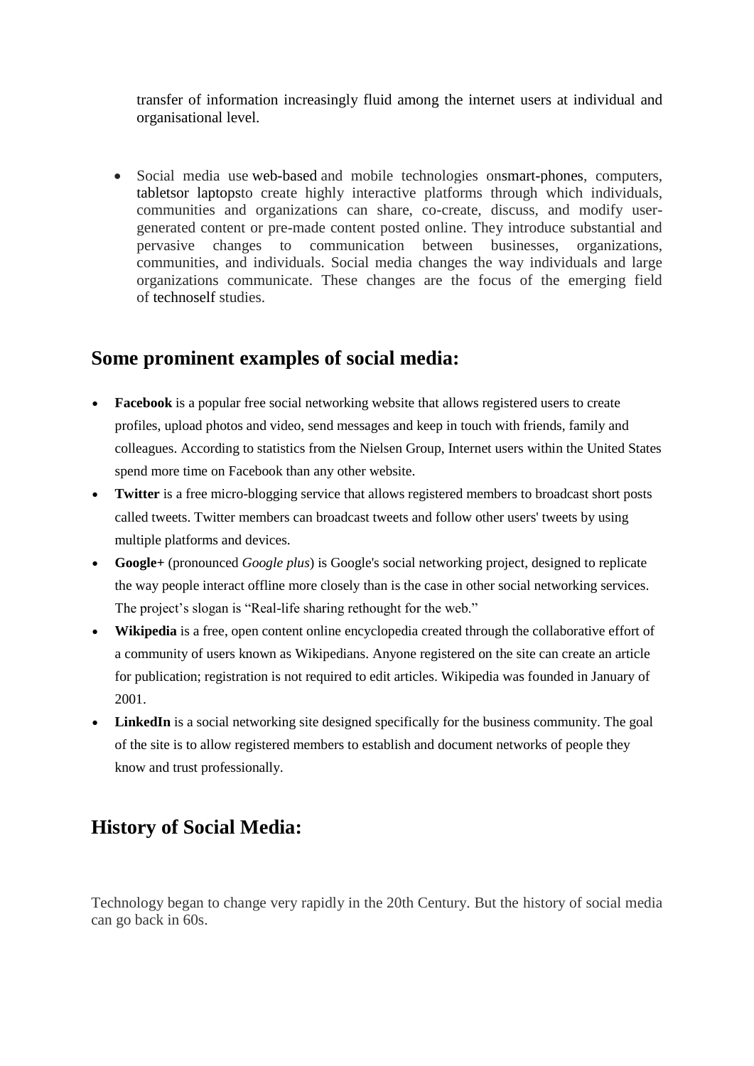transfer of information increasingly fluid among the internet users at individual and organisational level.

- Social media use web-based and mobile technologies onsmart-phones, computers, tabletsor laptopsto create highly interactive platforms through which individuals, communities and organizations can share, co-create, discuss, and modify user-generated content or pre-made content posted online. They introduce substantial and pervasive changes to communication between businesses, organizations, communities, and individuals. Social media changes the way individuals and large organizations communicate. These changes are the focus of the emerging field of technoself studies.

## Some prominent examples of social media:

- **Facebook** is a popular free social networking website that allows registered users to create profiles, upload photos and video, send messages and keep in touch with friends, family and colleagues. According to statistics from the Nielsen Group, Internet users within the United States spend more time on Facebook than any other website.
- **Twitter** is a free micro-blogging service that allows registered members to broadcast short posts called tweets. Twitter members can broadcast tweets and follow other users' tweets by using multiple platforms and devices.
- **Google+** (pronounced *Google plus*) is Google's social networking project, designed to replicate the way people interact offline more closely than is the case in other social networking services. The project's slogan is "Real-life sharing rethought for the web."
- **Wikipedia** is a free, open content online encyclopedia created through the collaborative effort of a community of users known as Wikipedians. Anyone registered on the site can create an article for publication; registration is not required to edit articles. Wikipedia was founded in January of 2001.
- **LinkedIn** is a social networking site designed specifically for the business community. The goal of the site is to allow registered members to establish and document networks of people they know and trust professionally.

## History of Social Media:

Technology began to change very rapidly in the 20th Century. But the history of social media can go back in 60s.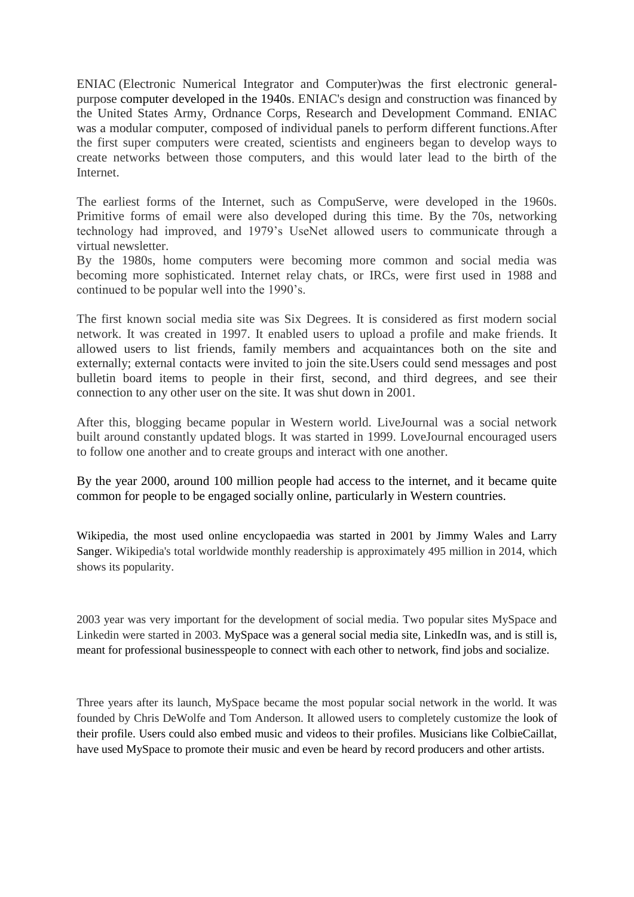ENIAC (Electronic Numerical Integrator and Computer)was the first electronic general-purpose computer developed in the 1940s. ENIAC's design and construction was financed by the United States Army, Ordnance Corps, Research and Development Command. ENIAC was a modular computer, composed of individual panels to perform different functions.After the first super computers were created, scientists and engineers began to develop ways to create networks between those computers, and this would later lead to the birth of the Internet.

The earliest forms of the Internet, such as CompuServe, were developed in the 1960s. Primitive forms of email were also developed during this time. By the 70s, networking technology had improved, and 1979's UseNet allowed users to communicate through a virtual newsletter.

By the 1980s, home computers were becoming more common and social media was becoming more sophisticated. Internet relay chats, or IRCs, were first used in 1988 and continued to be popular well into the 1990's.

The first known social media site was Six Degrees. It is considered as first modern social network. It was created in 1997. It enabled users to upload a profile and make friends. It allowed users to list friends, family members and acquaintances both on the site and externally; external contacts were invited to join the site.Users could send messages and post bulletin board items to people in their first, second, and third degrees, and see their connection to any other user on the site. It was shut down in 2001.

After this, blogging became popular in Western world. LiveJournal was a social network built around constantly updated blogs. It was started in 1999. LoveJournal encouraged users to follow one another and to create groups and interact with one another.

By the year 2000, around 100 million people had access to the internet, and it became quite common for people to be engaged socially online, particularly in Western countries.

Wikipedia, the most used online encyclopaedia was started in 2001 by Jimmy Wales and Larry Sanger. Wikipedia's total worldwide monthly readership is approximately 495 million in 2014, which shows its popularity.

2003 year was very important for the development of social media. Two popular sites MySpace and Linkedin were started in 2003. MySpace was a general social media site, LinkedIn was, and is still is, meant for professional businesspeople to connect with each other to network, find jobs and socialize.

Three years after its launch, MySpace became the most popular social network in the world. It was founded by Chris DeWolfe and Tom Anderson. It allowed users to completely customize the look of their profile. Users could also embed music and videos to their profiles. Musicians like ColbieCaillat, have used MySpace to promote their music and even be heard by record producers and other artists.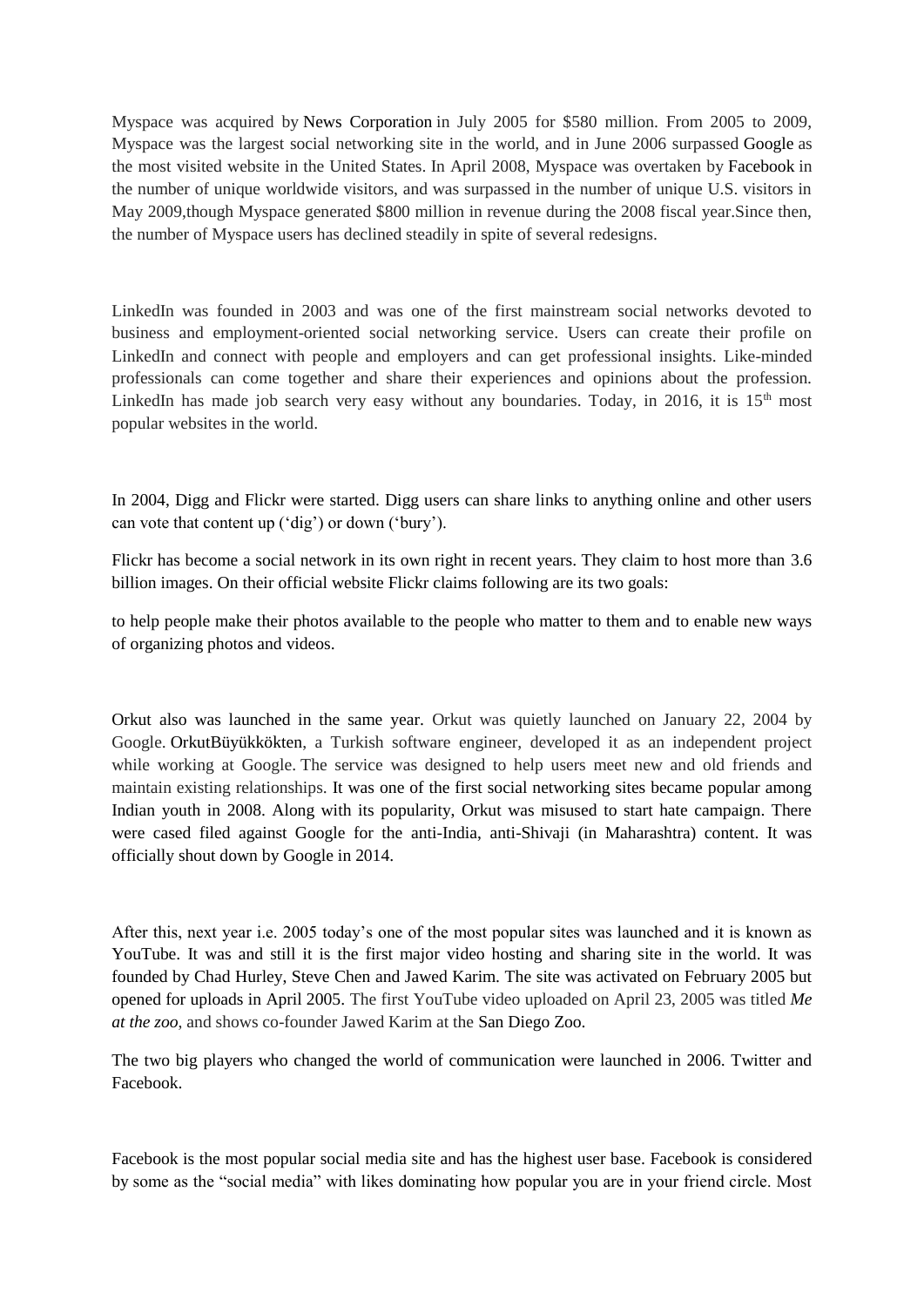Myspace was acquired by News Corporation in July 2005 for $580 million. From 2005 to 2009, Myspace was the largest social networking site in the world, and in June 2006 surpassed Google as the most visited website in the United States. In April 2008, Myspace was overtaken by Facebook in the number of unique worldwide visitors, and was surpassed in the number of unique U.S. visitors in May 2009,though Myspace generated $800 million in revenue during the 2008 fiscal year.Since then, the number of Myspace users has declined steadily in spite of several redesigns.

LinkedIn was founded in 2003 and was one of the first mainstream social networks devoted to business and employment-oriented social networking service. Users can create their profile on LinkedIn and connect with people and employers and can get professional insights. Like-minded professionals can come together and share their experiences and opinions about the profession. LinkedIn has made job search very easy without any boundaries. Today, in 2016, it is 15th most popular websites in the world.

In 2004, Digg and Flickr were started. Digg users can share links to anything online and other users can vote that content up (‘dig’) or down (‘bury’).

Flickr has become a social network in its own right in recent years. They claim to host more than 3.6 billion images. On their official website Flickr claims following are its two goals:

to help people make their photos available to the people who matter to them and to enable new ways of organizing photos and videos.

Orkut also was launched in the same year. Orkut was quietly launched on January 22, 2004 by Google. OrkutBüyükkökten, a Turkish software engineer, developed it as an independent project while working at Google. The service was designed to help users meet new and old friends and maintain existing relationships. It was one of the first social networking sites became popular among Indian youth in 2008. Along with its popularity, Orkut was misused to start hate campaign. There were cased filed against Google for the anti-India, anti-Shivaji (in Maharashtra) content. It was officially shout down by Google in 2014.

After this, next year i.e. 2005 today’s one of the most popular sites was launched and it is known as YouTube. It was and still it is the first major video hosting and sharing site in the world. It was founded by Chad Hurley, Steve Chen and Jawed Karim. The site was activated on February 2005 but opened for uploads in April 2005. The first YouTube video uploaded on April 23, 2005 was titled *Me at the zoo*, and shows co-founder Jawed Karim at the San Diego Zoo.

The two big players who changed the world of communication were launched in 2006. Twitter and Facebook.

Facebook is the most popular social media site and has the highest user base. Facebook is considered by some as the “social media” with likes dominating how popular you are in your friend circle. Most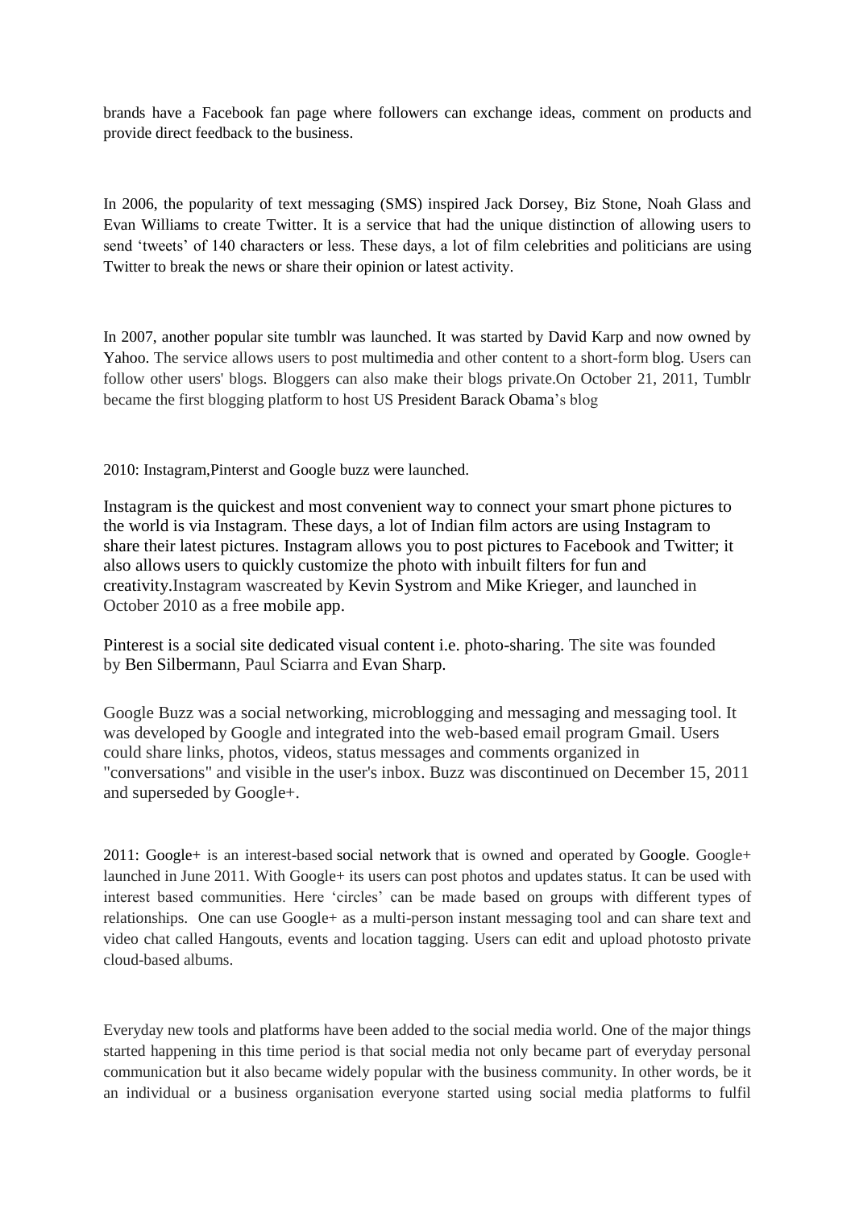brands have a Facebook fan page where followers can exchange ideas, comment on products and provide direct feedback to the business.

In 2006, the popularity of text messaging (SMS) inspired Jack Dorsey, Biz Stone, Noah Glass and Evan Williams to create Twitter. It is a service that had the unique distinction of allowing users to send 'tweets' of 140 characters or less. These days, a lot of film celebrities and politicians are using Twitter to break the news or share their opinion or latest activity.

In 2007, another popular site tumblr was launched. It was started by David Karp and now owned by Yahoo. The service allows users to post multimedia and other content to a short-form blog. Users can follow other users' blogs. Bloggers can also make their blogs private.On October 21, 2011, Tumblr became the first blogging platform to host US President Barack Obama's blog

2010: Instagram,Pinterst and Google buzz were launched.

Instagram is the quickest and most convenient way to connect your smart phone pictures to the world is via Instagram. These days, a lot of Indian film actors are using Instagram to share their latest pictures. Instagram allows you to post pictures to Facebook and Twitter; it also allows users to quickly customize the photo with inbuilt filters for fun and creativity.Instagram wascreated by Kevin Systrom and Mike Krieger, and launched in October 2010 as a free mobile app.

Pinterest is a social site dedicated visual content i.e. photo-sharing. The site was founded by Ben Silbermann, Paul Sciarra and Evan Sharp.

Google Buzz was a social networking, microblogging and messaging and messaging tool. It was developed by Google and integrated into the web-based email program Gmail. Users could share links, photos, videos, status messages and comments organized in "conversations" and visible in the user's inbox. Buzz was discontinued on December 15, 2011 and superseded by Google+.

2011: Google+ is an interest-based social network that is owned and operated by Google. Google+ launched in June 2011. With Google+ its users can post photos and updates status. It can be used with interest based communities. Here 'circles' can be made based on groups with different types of relationships. One can use Google+ as a multi-person instant messaging tool and can share text and video chat called Hangouts, events and location tagging. Users can edit and upload photosto private cloud-based albums.

Everyday new tools and platforms have been added to the social media world. One of the major things started happening in this time period is that social media not only became part of everyday personal communication but it also became widely popular with the business community. In other words, be it an individual or a business organisation everyone started using social media platforms to fulfil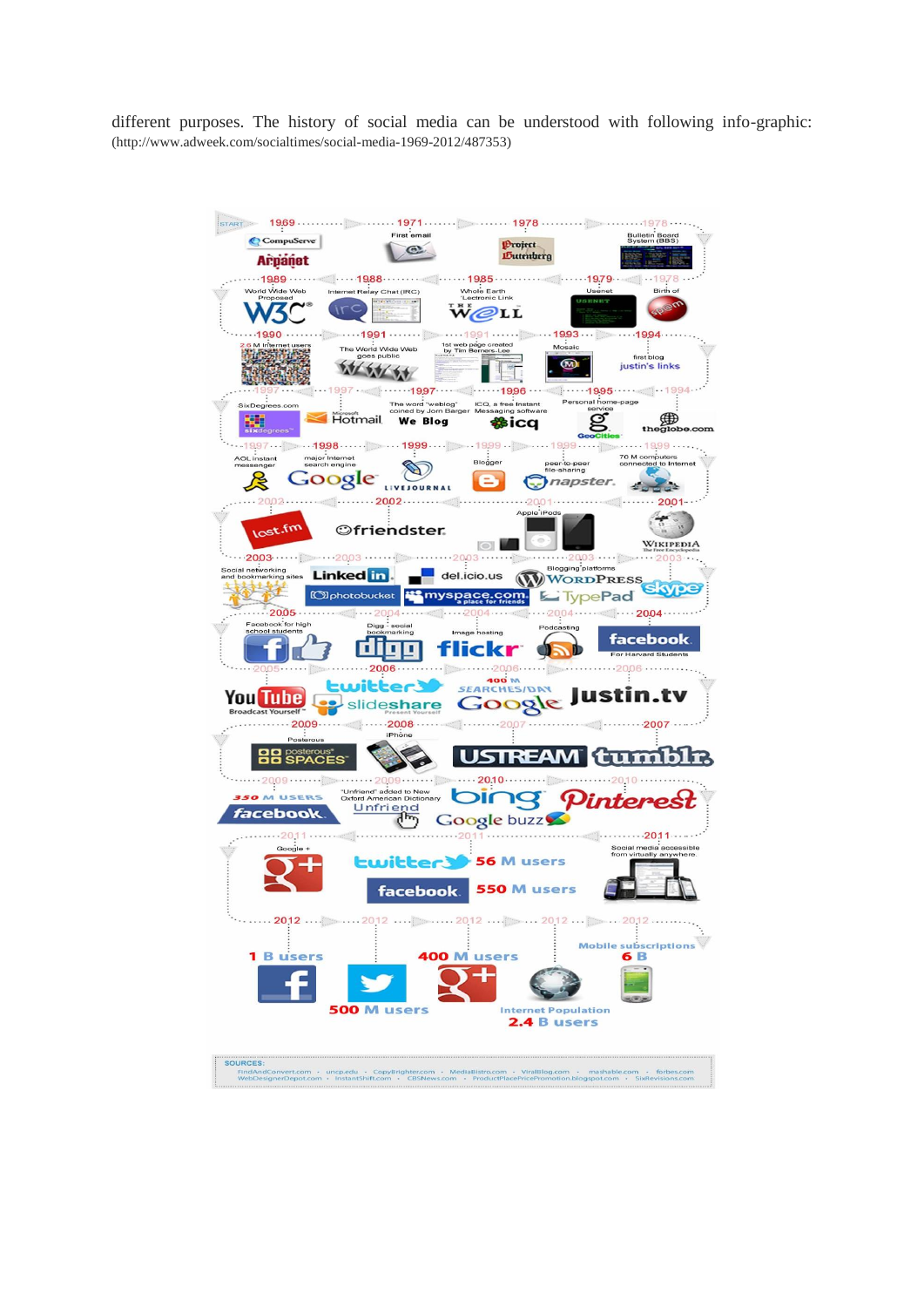different purposes. The history of social media can be understood with following info-graphic: (http://www.adweek.com/socialtimes/social-media-1969-2012/487353)

START 1969 CompuServe Arpanet

1971 First email

1978 Project Gutenberg

1978 Bulletin Board System (BBS)

1978 Birth of spam

1979 Usenet

1985 Whole Earth 'Lectronic Link THE WELL

1988 Internet Relay Chat (IRC)

1989 World Wide Web Proposed W3C

1990 2.6 M Internet users

1991 The World Wide Web goes public

1991 1st web page created by Tim Berners-Lee

1993 Mosaic

1994 first blog justin's links

1994 theglobe.com

1995 Personal home-page service GeoCities

1996 ICQ, a free instant Messaging software icq

1997 The word "weblog" coined by Jorn Barger We Blog

1997 Microsoft Hotmail

1997 SixDegrees.com

1997 AOL instant messenger

1998 major internet search engine Google

1999 LIVEJOURNAL

1999 Blogger

1999 peer-to-peer file-sharing napster

1999 70 M computers connected to Internet

2001 WIKIPEDIA The Free Encyclopedia

2001 Apple iPods

2002 friendster

2002 last.fm

2003 Social networking and bookmarking sites

2003 LinkedIn photobucket

2003 del.icio.us myspace.com

2003 Blogging platforms WordPress TypePad

2003 skype

2004 facebook For Harvard Students

2004 Podcasting

2004 Image hosting flickr

2004 Digg - social bookmarking

2005 Facebook for high school students

2005 YouTube Broadcast Yourself

2006 twitter slideshare

2006 400 M SEARCHES/DAY Google

2006 Justin.tv

2007 tumblr

2007 USTREAM

2008 iPhone

2009 Posterous SPACES

2009 350 M USERS facebook

2009 "Unfriend" added to New Oxford American Dictionary Unfriend

2010 bing Google buzz

2010 Pinterest

2011 Social media accessible from virtually anywhere.

2011 twitter 56 M users facebook 550 M users

2011 Google +

2012 1 B users

2012 500 M users

2012 400 M users

2012 Internet Population 2.4 B users

2012 Mobile subscriptions 6 B

SOURCES: FindAndConvert.com · uncp.edu · CopyBrighter.com · MediaBistro.com · ViralBlog.com · mashable.com · forbes.com · WebDesignerDepot.com · InstantShift.com · CBSNews.com · ProductPlacePricePromotion.blogspot.com · SixRevisions.com